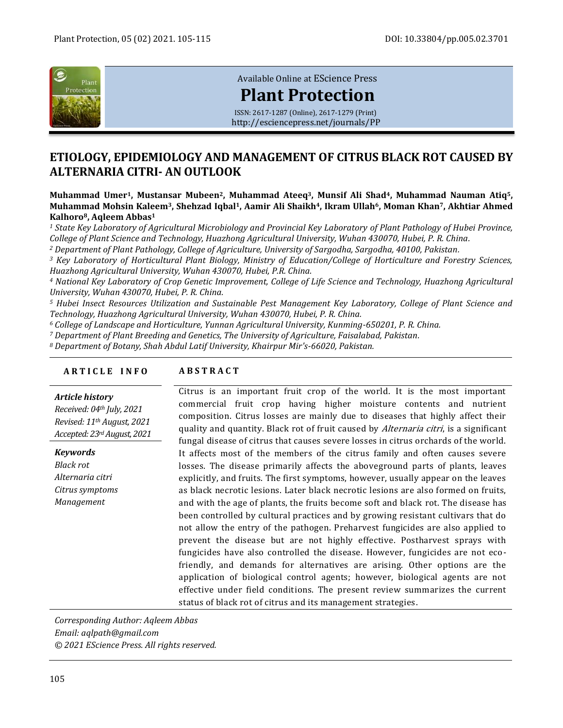Available Online at EScience Press

# Plant Protection

ISSN: 2617-1287 (Online), 2617-1279 (Print)
http://esciencepress.net/journals/PP

# ETIOLOGY, EPIDEMIOLOGY AND MANAGEMENT OF CITRUS BLACK ROT CAUSED BY ALTERNARIA CITRI- AN OUTLOOK

**Muhammad Umer[1], Mustansar Mubeen[2], Muhammad Ateeq[3], Munsif Ali Shad[4], Muhammad Nauman Atiq[5], Muhammad Mohsin Kaleem[3], Shehzad Iqbal[1], Aamir Ali Shaikh[4], Ikram Ullah[6], Moman Khan[7], Akhtiar Ahmed Kalhoro[8], Aqleem Abbas[1]**

*[1] State Key Laboratory of Agricultural Microbiology and Provincial Key Laboratory of Plant Pathology of Hubei Province, College of Plant Science and Technology, Huazhong Agricultural University, Wuhan 430070, Hubei, P. R. China.*
*[2] Department of Plant Pathology, College of Agriculture, University of Sargodha, Sargodha, 40100, Pakistan.*
*[3] Key Laboratory of Horticultural Plant Biology, Ministry of Education/College of Horticulture and Forestry Sciences, Huazhong Agricultural University, Wuhan 430070, Hubei, P.R. China.*
*[4] National Key Laboratory of Crop Genetic Improvement, College of Life Science and Technology, Huazhong Agricultural University, Wuhan 430070, Hubei, P. R. China.*
*[5] Hubei Insect Resources Utilization and Sustainable Pest Management Key Laboratory, College of Plant Science and Technology, Huazhong Agricultural University, Wuhan 430070, Hubei, P. R. China.*
*[6] College of Landscape and Horticulture, Yunnan Agricultural University, Kunming-650201, P. R. China.*
*[7] Department of Plant Breeding and Genetics, The University of Agriculture, Faisalabad, Pakistan.*
*[8] Department of Botany, Shah Abdul Latif University, Khairpur Mir's-66020, Pakistan.*

**ARTICLE INFO**

*Article history*
*Received: 04th July, 2021*
*Revised: 11th August, 2021*
*Accepted: 23rd August, 2021*

*Keywords*
*Black rot*
*Alternaria citri*
*Citrus symptoms*
*Management*

**ABSTRACT**

Citrus is an important fruit crop of the world. It is the most important commercial fruit crop having higher moisture contents and nutrient composition. Citrus losses are mainly due to diseases that highly affect their quality and quantity. Black rot of fruit caused by *Alternaria citri*, is a significant fungal disease of citrus that causes severe losses in citrus orchards of the world. It affects most of the members of the citrus family and often causes severe losses. The disease primarily affects the aboveground parts of plants, leaves explicitly, and fruits. The first symptoms, however, usually appear on the leaves as black necrotic lesions. Later black necrotic lesions are also formed on fruits, and with the age of plants, the fruits become soft and black rot. The disease has been controlled by cultural practices and by growing resistant cultivars that do not allow the entry of the pathogen. Preharvest fungicides are also applied to prevent the disease but are not highly effective. Postharvest sprays with fungicides have also controlled the disease. However, fungicides are not eco-friendly, and demands for alternatives are arising. Other options are the application of biological control agents; however, biological agents are not effective under field conditions. The present review summarizes the current status of black rot of citrus and its management strategies.

*Corresponding Author: Aqleem Abbas*
*Email: aqlpath@gmail.com*
*© 2021 EScience Press. All rights reserved.*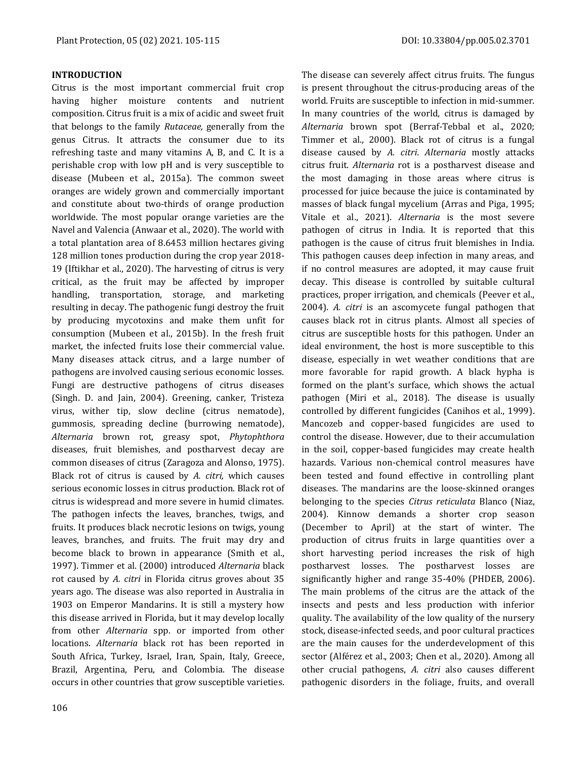## INTRODUCTION

Citrus is the most important commercial fruit crop having higher moisture contents and nutrient composition. Citrus fruit is a mix of acidic and sweet fruit that belongs to the family *Rutaceae,* generally from the genus Citrus. It attracts the consumer due to its refreshing taste and many vitamins A, B, and C. It is a perishable crop with low pH and is very susceptible to disease (Mubeen et al., 2015a). The common sweet oranges are widely grown and commercially important and constitute about two-thirds of orange production worldwide. The most popular orange varieties are the Navel and Valencia (Anwaar et al., 2020). The world with a total plantation area of 8.6453 million hectares giving 128 million tones production during the crop year 2018-19 (Iftikhar et al., 2020). The harvesting of citrus is very critical, as the fruit may be affected by improper handling, transportation, storage, and marketing resulting in decay. The pathogenic fungi destroy the fruit by producing mycotoxins and make them unfit for consumption (Mubeen et al., 2015b). In the fresh fruit market, the infected fruits lose their commercial value. Many diseases attack citrus, and a large number of pathogens are involved causing serious economic losses. Fungi are destructive pathogens of citrus diseases (Singh. D. and Jain, 2004). Greening, canker, Tristeza virus, wither tip, slow decline (citrus nematode), gummosis, spreading decline (burrowing nematode), *Alternaria* brown rot, greasy spot, *Phytophthora* diseases, fruit blemishes, and postharvest decay are common diseases of citrus (Zaragoza and Alonso, 1975). Black rot of citrus is caused by *A. citri,* which causes serious economic losses in citrus production. Black rot of citrus is widespread and more severe in humid climates. The pathogen infects the leaves, branches, twigs, and fruits. It produces black necrotic lesions on twigs, young leaves, branches, and fruits. The fruit may dry and become black to brown in appearance (Smith et al., 1997). Timmer et al. (2000) introduced *Alternaria* black rot caused by *A. citri* in Florida citrus groves about 35 years ago. The disease was also reported in Australia in 1903 on Emperor Mandarins. It is still a mystery how this disease arrived in Florida, but it may develop locally from other *Alternaria* spp. or imported from other locations. *Alternaria* black rot has been reported in South Africa, Turkey, Israel, Iran, Spain, Italy, Greece, Brazil, Argentina, Peru, and Colombia. The disease occurs in other countries that grow susceptible varieties. The disease can severely affect citrus fruits. The fungus is present throughout the citrus-producing areas of the world. Fruits are susceptible to infection in mid-summer. In many countries of the world, citrus is damaged by *Alternaria* brown spot (Berraf-Tebbal et al., 2020; Timmer et al., 2000). Black rot of citrus is a fungal disease caused by *A. citri*. *Alternaria* mostly attacks citrus fruit. *Alternaria* rot is a postharvest disease and the most damaging in those areas where citrus is processed for juice because the juice is contaminated by masses of black fungal mycelium (Arras and Piga, 1995; Vitale et al., 2021). *Alternaria* is the most severe pathogen of citrus in India. It is reported that this pathogen is the cause of citrus fruit blemishes in India. This pathogen causes deep infection in many areas, and if no control measures are adopted, it may cause fruit decay. This disease is controlled by suitable cultural practices, proper irrigation, and chemicals (Peever et al., 2004). *A. citri* is an ascomycete fungal pathogen that causes black rot in citrus plants. Almost all species of citrus are susceptible hosts for this pathogen. Under an ideal environment, the host is more susceptible to this disease, especially in wet weather conditions that are more favorable for rapid growth. A black hypha is formed on the plant's surface, which shows the actual pathogen (Miri et al., 2018). The disease is usually controlled by different fungicides (Canihos et al., 1999). Mancozeb and copper-based fungicides are used to control the disease. However, due to their accumulation in the soil, copper-based fungicides may create health hazards. Various non-chemical control measures have been tested and found effective in controlling plant diseases. The mandarins are the loose-skinned oranges belonging to the species *Citrus reticulata* Blanco (Niaz, 2004). Kinnow demands a shorter crop season (December to April) at the start of winter. The production of citrus fruits in large quantities over a short harvesting period increases the risk of high postharvest losses. The postharvest losses are significantly higher and range 35-40% (PHDEB, 2006). The main problems of the citrus are the attack of the insects and pests and less production with inferior quality. The availability of the low quality of the nursery stock, disease-infected seeds, and poor cultural practices are the main causes for the underdevelopment of this sector (Alférez et al., 2003; Chen et al., 2020). Among all other crucial pathogens, *A. citri* also causes different pathogenic disorders in the foliage, fruits, and overall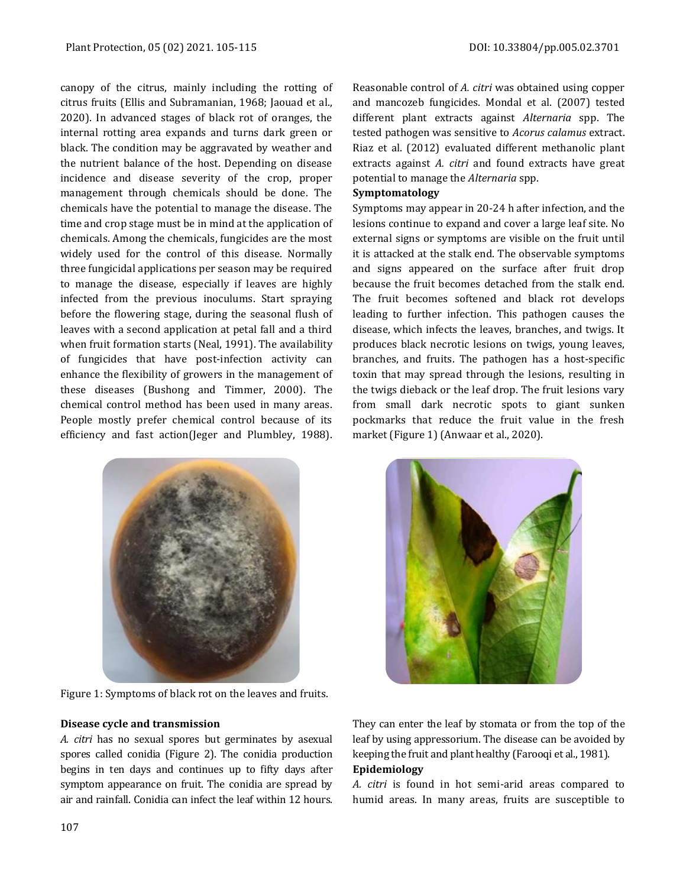canopy of the citrus, mainly including the rotting of citrus fruits (Ellis and Subramanian, 1968; Jaouad et al., 2020). In advanced stages of black rot of oranges, the internal rotting area expands and turns dark green or black. The condition may be aggravated by weather and the nutrient balance of the host. Depending on disease incidence and disease severity of the crop, proper management through chemicals should be done. The chemicals have the potential to manage the disease. The time and crop stage must be in mind at the application of chemicals. Among the chemicals, fungicides are the most widely used for the control of this disease. Normally three fungicidal applications per season may be required to manage the disease, especially if leaves are highly infected from the previous inoculums. Start spraying before the flowering stage, during the seasonal flush of leaves with a second application at petal fall and a third when fruit formation starts (Neal, 1991). The availability of fungicides that have post-infection activity can enhance the flexibility of growers in the management of these diseases (Bushong and Timmer, 2000). The chemical control method has been used in many areas. People mostly prefer chemical control because of its efficiency and fast action(Jeger and Plumbley, 1988). Reasonable control of *A. citri* was obtained using copper and mancozeb fungicides. Mondal et al. (2007) tested different plant extracts against *Alternaria* spp. The tested pathogen was sensitive to *Acorus calamus* extract. Riaz et al. (2012) evaluated different methanolic plant extracts against *A. citri* and found extracts have great potential to manage the *Alternaria* spp.

**Symptomatology**

Symptoms may appear in 20-24 h after infection, and the lesions continue to expand and cover a large leaf site. No external signs or symptoms are visible on the fruit until it is attacked at the stalk end. The observable symptoms and signs appeared on the surface after fruit drop because the fruit becomes detached from the stalk end. The fruit becomes softened and black rot develops leading to further infection. This pathogen causes the disease, which infects the leaves, branches, and twigs. It produces black necrotic lesions on twigs, young leaves, branches, and fruits. The pathogen has a host-specific toxin that may spread through the lesions, resulting in the twigs dieback or the leaf drop. The fruit lesions vary from small dark necrotic spots to giant sunken pockmarks that reduce the fruit value in the fresh market (Figure 1) (Anwaar et al., 2020).

Figure 1: Symptoms of black rot on the leaves and fruits.

**Disease cycle and transmission**

*A. citri* has no sexual spores but germinates by asexual spores called conidia (Figure 2). The conidia production begins in ten days and continues up to fifty days after symptom appearance on fruit. The conidia are spread by air and rainfall. Conidia can infect the leaf within 12 hours. They can enter the leaf by stomata or from the top of the leaf by using appressorium. The disease can be avoided by keeping the fruit and plant healthy (Farooqi et al., 1981).

**Epidemiology**

*A. citri* is found in hot semi-arid areas compared to humid areas. In many areas, fruits are susceptible to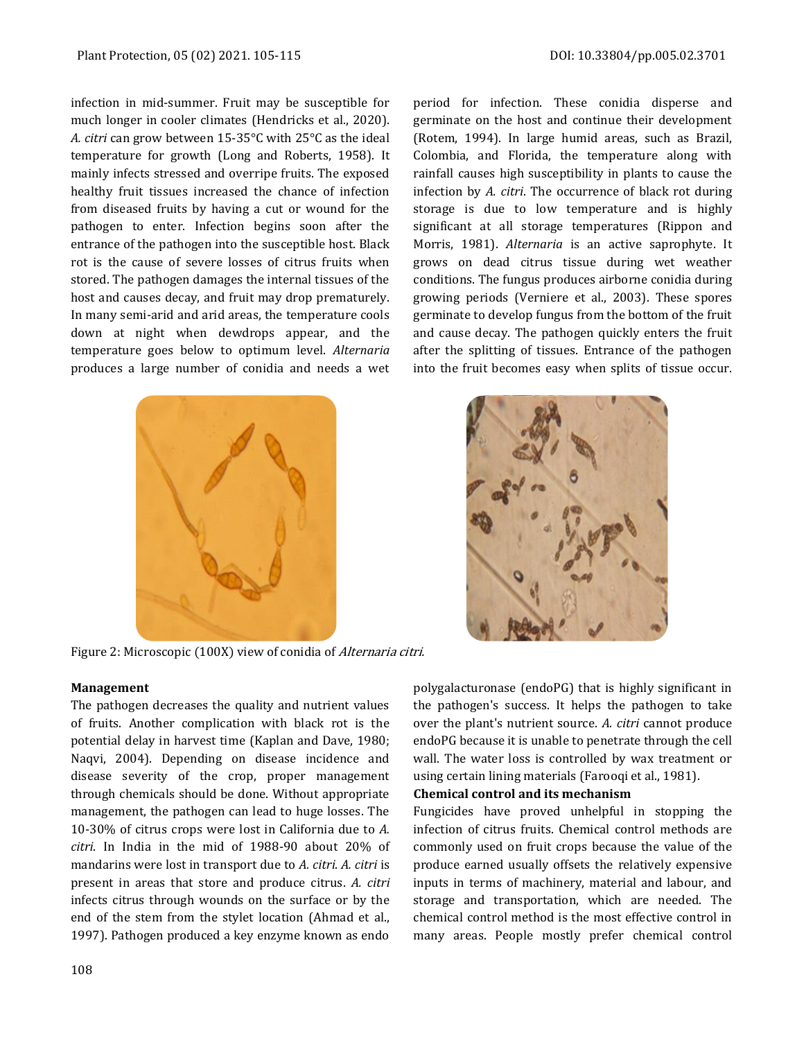infection in mid-summer. Fruit may be susceptible for much longer in cooler climates (Hendricks et al., 2020). *A. citri* can grow between 15-35°C with 25°C as the ideal temperature for growth (Long and Roberts, 1958). It mainly infects stressed and overripe fruits. The exposed healthy fruit tissues increased the chance of infection from diseased fruits by having a cut or wound for the pathogen to enter. Infection begins soon after the entrance of the pathogen into the susceptible host. Black rot is the cause of severe losses of citrus fruits when stored. The pathogen damages the internal tissues of the host and causes decay, and fruit may drop prematurely. In many semi-arid and arid areas, the temperature cools down at night when dewdrops appear, and the temperature goes below to optimum level. *Alternaria* produces a large number of conidia and needs a wet period for infection. These conidia disperse and germinate on the host and continue their development (Rotem, 1994). In large humid areas, such as Brazil, Colombia, and Florida, the temperature along with rainfall causes high susceptibility in plants to cause the infection by *A. citri*. The occurrence of black rot during storage is due to low temperature and is highly significant at all storage temperatures (Rippon and Morris, 1981). *Alternaria* is an active saprophyte. It grows on dead citrus tissue during wet weather conditions. The fungus produces airborne conidia during growing periods (Verniere et al., 2003). These spores germinate to develop fungus from the bottom of the fruit and cause decay. The pathogen quickly enters the fruit after the splitting of tissues. Entrance of the pathogen into the fruit becomes easy when splits of tissue occur.

Figure 2: Microscopic (100X) view of conidia of *Alternaria citri.*

**Management**

The pathogen decreases the quality and nutrient values of fruits. Another complication with black rot is the potential delay in harvest time (Kaplan and Dave, 1980; Naqvi, 2004). Depending on disease incidence and disease severity of the crop, proper management through chemicals should be done. Without appropriate management, the pathogen can lead to huge losses. The 10-30% of citrus crops were lost in California due to *A. citri*. In India in the mid of 1988-90 about 20% of mandarins were lost in transport due to *A. citri*. *A. citri* is present in areas that store and produce citrus. *A. citri* infects citrus through wounds on the surface or by the end of the stem from the stylet location (Ahmad et al., 1997). Pathogen produced a key enzyme known as endo polygalacturonase (endoPG) that is highly significant in the pathogen's success. It helps the pathogen to take over the plant's nutrient source. *A. citri* cannot produce endoPG because it is unable to penetrate through the cell wall. The water loss is controlled by wax treatment or using certain lining materials (Farooqi et al., 1981).

**Chemical control and its mechanism**

Fungicides have proved unhelpful in stopping the infection of citrus fruits. Chemical control methods are commonly used on fruit crops because the value of the produce earned usually offsets the relatively expensive inputs in terms of machinery, material and labour, and storage and transportation, which are needed. The chemical control method is the most effective control in many areas. People mostly prefer chemical control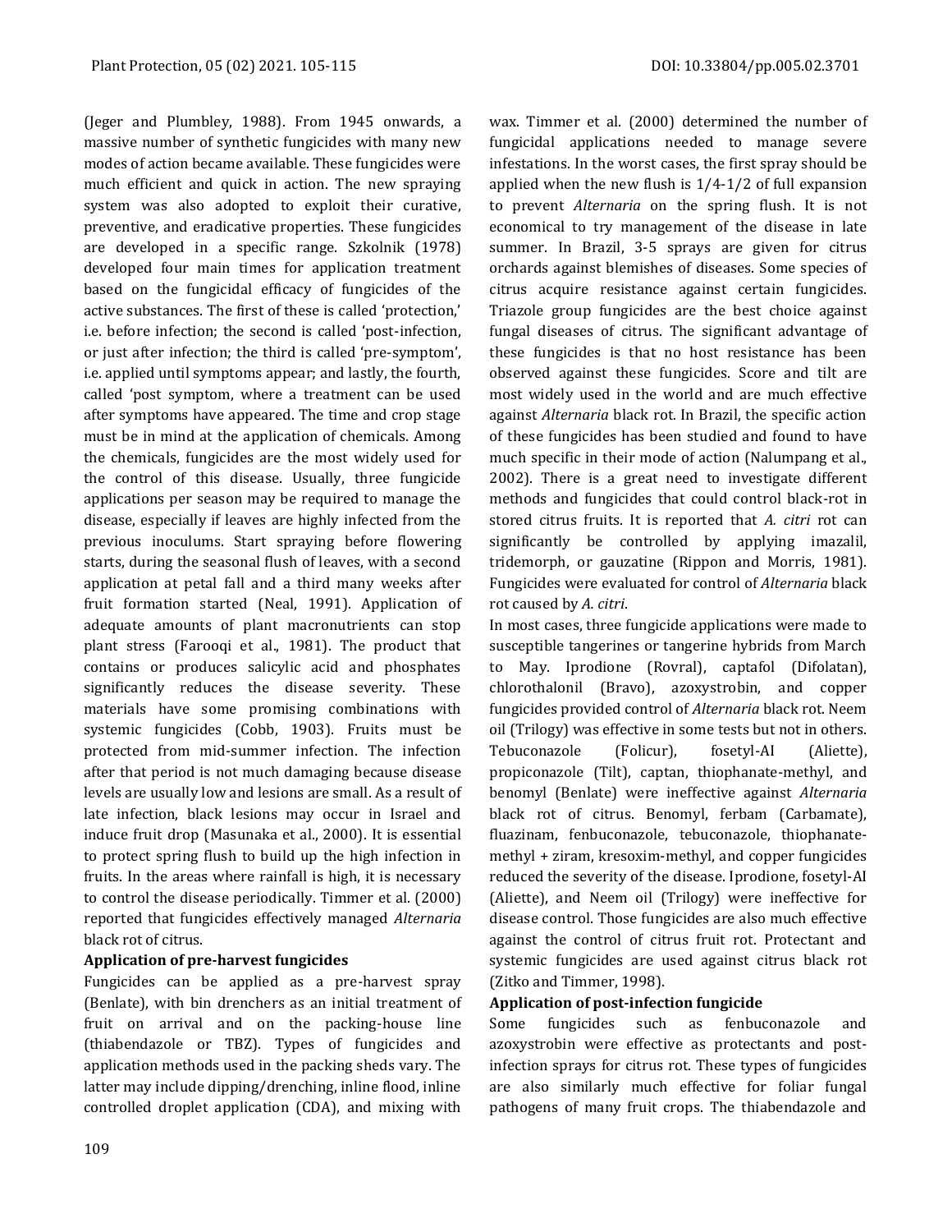(Jeger and Plumbley, 1988). From 1945 onwards, a massive number of synthetic fungicides with many new modes of action became available. These fungicides were much efficient and quick in action. The new spraying system was also adopted to exploit their curative, preventive, and eradicative properties. These fungicides are developed in a specific range. Szkolnik (1978) developed four main times for application treatment based on the fungicidal efficacy of fungicides of the active substances. The first of these is called 'protection,' i.e. before infection; the second is called 'post-infection, or just after infection; the third is called 'pre-symptom', i.e. applied until symptoms appear; and lastly, the fourth, called 'post symptom, where a treatment can be used after symptoms have appeared. The time and crop stage must be in mind at the application of chemicals. Among the chemicals, fungicides are the most widely used for the control of this disease. Usually, three fungicide applications per season may be required to manage the disease, especially if leaves are highly infected from the previous inoculums. Start spraying before flowering starts, during the seasonal flush of leaves, with a second application at petal fall and a third many weeks after fruit formation started (Neal, 1991). Application of adequate amounts of plant macronutrients can stop plant stress (Farooqi et al., 1981). The product that contains or produces salicylic acid and phosphates significantly reduces the disease severity. These materials have some promising combinations with systemic fungicides (Cobb, 1903). Fruits must be protected from mid-summer infection. The infection after that period is not much damaging because disease levels are usually low and lesions are small. As a result of late infection, black lesions may occur in Israel and induce fruit drop (Masunaka et al., 2000). It is essential to protect spring flush to build up the high infection in fruits. In the areas where rainfall is high, it is necessary to control the disease periodically. Timmer et al. (2000) reported that fungicides effectively managed *Alternaria* black rot of citrus.

**Application of pre-harvest fungicides**

Fungicides can be applied as a pre-harvest spray (Benlate), with bin drenchers as an initial treatment of fruit on arrival and on the packing-house line (thiabendazole or TBZ). Types of fungicides and application methods used in the packing sheds vary. The latter may include dipping/drenching, inline flood, inline controlled droplet application (CDA), and mixing with wax. Timmer et al. (2000) determined the number of fungicidal applications needed to manage severe infestations. In the worst cases, the first spray should be applied when the new flush is 1/4-1/2 of full expansion to prevent *Alternaria* on the spring flush. It is not economical to try management of the disease in late summer. In Brazil, 3-5 sprays are given for citrus orchards against blemishes of diseases. Some species of citrus acquire resistance against certain fungicides. Triazole group fungicides are the best choice against fungal diseases of citrus. The significant advantage of these fungicides is that no host resistance has been observed against these fungicides. Score and tilt are most widely used in the world and are much effective against *Alternaria* black rot. In Brazil, the specific action of these fungicides has been studied and found to have much specific in their mode of action (Nalumpang et al., 2002). There is a great need to investigate different methods and fungicides that could control black-rot in stored citrus fruits. It is reported that *A. citri* rot can significantly be controlled by applying imazalil, tridemorph, or gauzatine (Rippon and Morris, 1981). Fungicides were evaluated for control of *Alternaria* black rot caused by *A. citri*.

In most cases, three fungicide applications were made to susceptible tangerines or tangerine hybrids from March to May. Iprodione (Rovral), captafol (Difolatan), chlorothalonil (Bravo), azoxystrobin, and copper fungicides provided control of *Alternaria* black rot. Neem oil (Trilogy) was effective in some tests but not in others. Tebuconazole (Folicur), fosetyl-AI (Aliette), propiconazole (Tilt), captan, thiophanate-methyl, and benomyl (Benlate) were ineffective against *Alternaria* black rot of citrus. Benomyl, ferbam (Carbamate), fluazinam, fenbuconazole, tebuconazole, thiophanate-methyl + ziram, kresoxim-methyl, and copper fungicides reduced the severity of the disease. Iprodione, fosetyl-AI (Aliette), and Neem oil (Trilogy) were ineffective for disease control. Those fungicides are also much effective against the control of citrus fruit rot. Protectant and systemic fungicides are used against citrus black rot (Zitko and Timmer, 1998).

**Application of post-infection fungicide**

Some fungicides such as fenbuconazole and azoxystrobin were effective as protectants and post-infection sprays for citrus rot. These types of fungicides are also similarly much effective for foliar fungal pathogens of many fruit crops. The thiabendazole and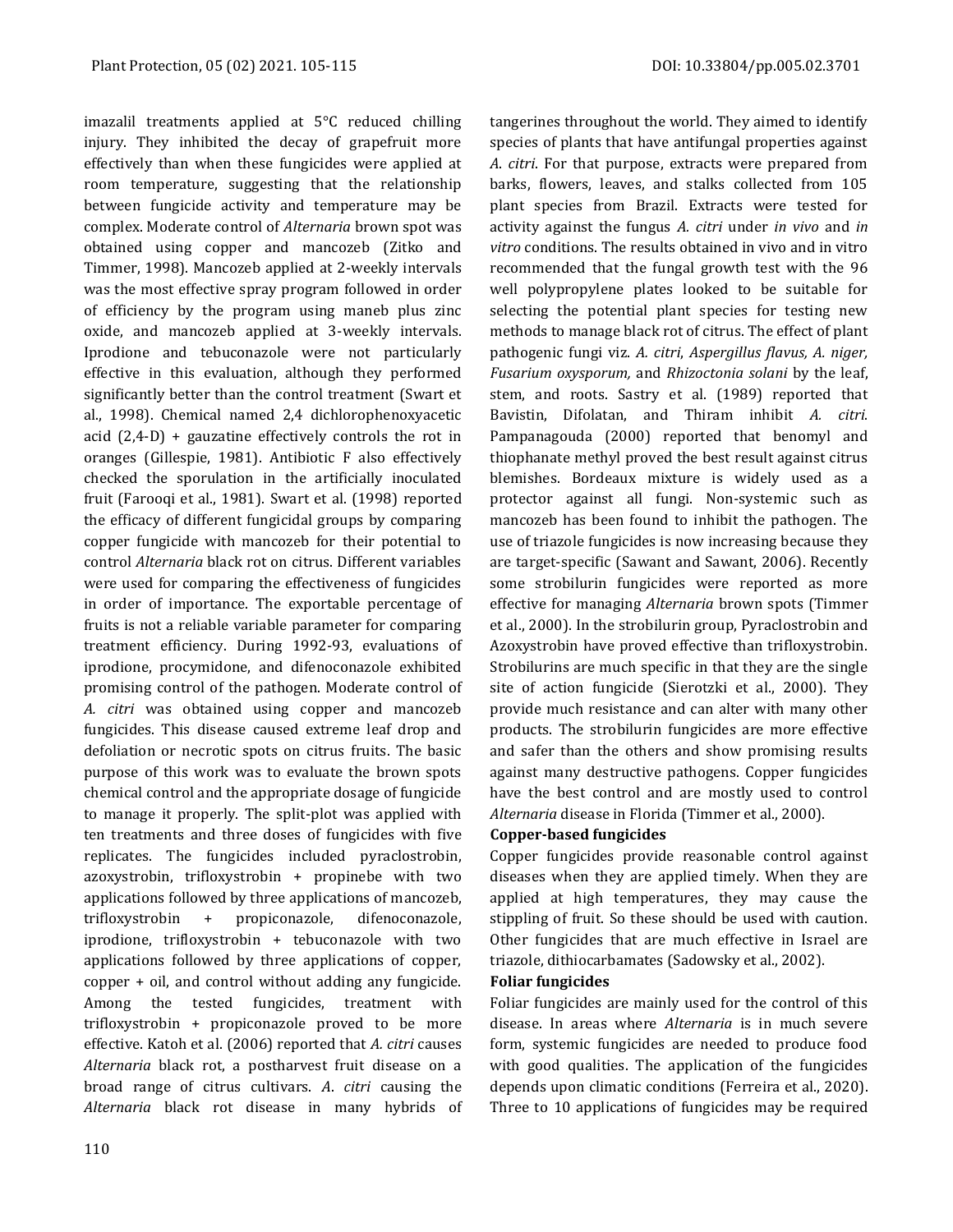imazalil treatments applied at 5°C reduced chilling injury. They inhibited the decay of grapefruit more effectively than when these fungicides were applied at room temperature, suggesting that the relationship between fungicide activity and temperature may be complex. Moderate control of *Alternaria* brown spot was obtained using copper and mancozeb (Zitko and Timmer, 1998). Mancozeb applied at 2-weekly intervals was the most effective spray program followed in order of efficiency by the program using maneb plus zinc oxide, and mancozeb applied at 3-weekly intervals. Iprodione and tebuconazole were not particularly effective in this evaluation, although they performed significantly better than the control treatment (Swart et al., 1998). Chemical named 2,4 dichlorophenoxyacetic acid (2,4-D) + gauzatine effectively controls the rot in oranges (Gillespie, 1981). Antibiotic F also effectively checked the sporulation in the artificially inoculated fruit (Farooqi et al., 1981). Swart et al. (1998) reported the efficacy of different fungicidal groups by comparing copper fungicide with mancozeb for their potential to control *Alternaria* black rot on citrus. Different variables were used for comparing the effectiveness of fungicides in order of importance. The exportable percentage of fruits is not a reliable variable parameter for comparing treatment efficiency. During 1992-93, evaluations of iprodione, procymidone, and difenoconazole exhibited promising control of the pathogen. Moderate control of *A. citri* was obtained using copper and mancozeb fungicides. This disease caused extreme leaf drop and defoliation or necrotic spots on citrus fruits. The basic purpose of this work was to evaluate the brown spots chemical control and the appropriate dosage of fungicide to manage it properly. The split-plot was applied with ten treatments and three doses of fungicides with five replicates. The fungicides included pyraclostrobin, azoxystrobin, trifloxystrobin + propinebe with two applications followed by three applications of mancozeb, trifloxystrobin + propiconazole, difenoconazole, iprodione, trifloxystrobin + tebuconazole with two applications followed by three applications of copper, copper + oil, and control without adding any fungicide. Among the tested fungicides, treatment with trifloxystrobin + propiconazole proved to be more effective. Katoh et al. (2006) reported that *A. citri* causes *Alternaria* black rot, a postharvest fruit disease on a broad range of citrus cultivars. *A. citri* causing the *Alternaria* black rot disease in many hybrids of tangerines throughout the world. They aimed to identify species of plants that have antifungal properties against *A. citri*. For that purpose, extracts were prepared from barks, flowers, leaves, and stalks collected from 105 plant species from Brazil. Extracts were tested for activity against the fungus *A. citri* under *in vivo* and *in vitro* conditions. The results obtained in vivo and in vitro recommended that the fungal growth test with the 96 well polypropylene plates looked to be suitable for selecting the potential plant species for testing new methods to manage black rot of citrus. The effect of plant pathogenic fungi viz. *A. citri*, *Aspergillus flavus, A. niger, Fusarium oxysporum,* and *Rhizoctonia solani* by the leaf, stem, and roots. Sastry et al. (1989) reported that Bavistin, Difolatan, and Thiram inhibit *A. citri*. Pampanagouda (2000) reported that benomyl and thiophanate methyl proved the best result against citrus blemishes. Bordeaux mixture is widely used as a protector against all fungi. Non-systemic such as mancozeb has been found to inhibit the pathogen. The use of triazole fungicides is now increasing because they are target-specific (Sawant and Sawant, 2006). Recently some strobilurin fungicides were reported as more effective for managing *Alternaria* brown spots (Timmer et al., 2000). In the strobilurin group, Pyraclostrobin and Azoxystrobin have proved effective than trifloxystrobin. Strobilurins are much specific in that they are the single site of action fungicide (Sierotzki et al., 2000). They provide much resistance and can alter with many other products. The strobilurin fungicides are more effective and safer than the others and show promising results against many destructive pathogens. Copper fungicides have the best control and are mostly used to control *Alternaria* disease in Florida (Timmer et al., 2000).

**Copper-based fungicides**

Copper fungicides provide reasonable control against diseases when they are applied timely. When they are applied at high temperatures, they may cause the stippling of fruit. So these should be used with caution. Other fungicides that are much effective in Israel are triazole, dithiocarbamates (Sadowsky et al., 2002).

**Foliar fungicides**

Foliar fungicides are mainly used for the control of this disease. In areas where *Alternaria* is in much severe form, systemic fungicides are needed to produce food with good qualities. The application of the fungicides depends upon climatic conditions (Ferreira et al., 2020). Three to 10 applications of fungicides may be required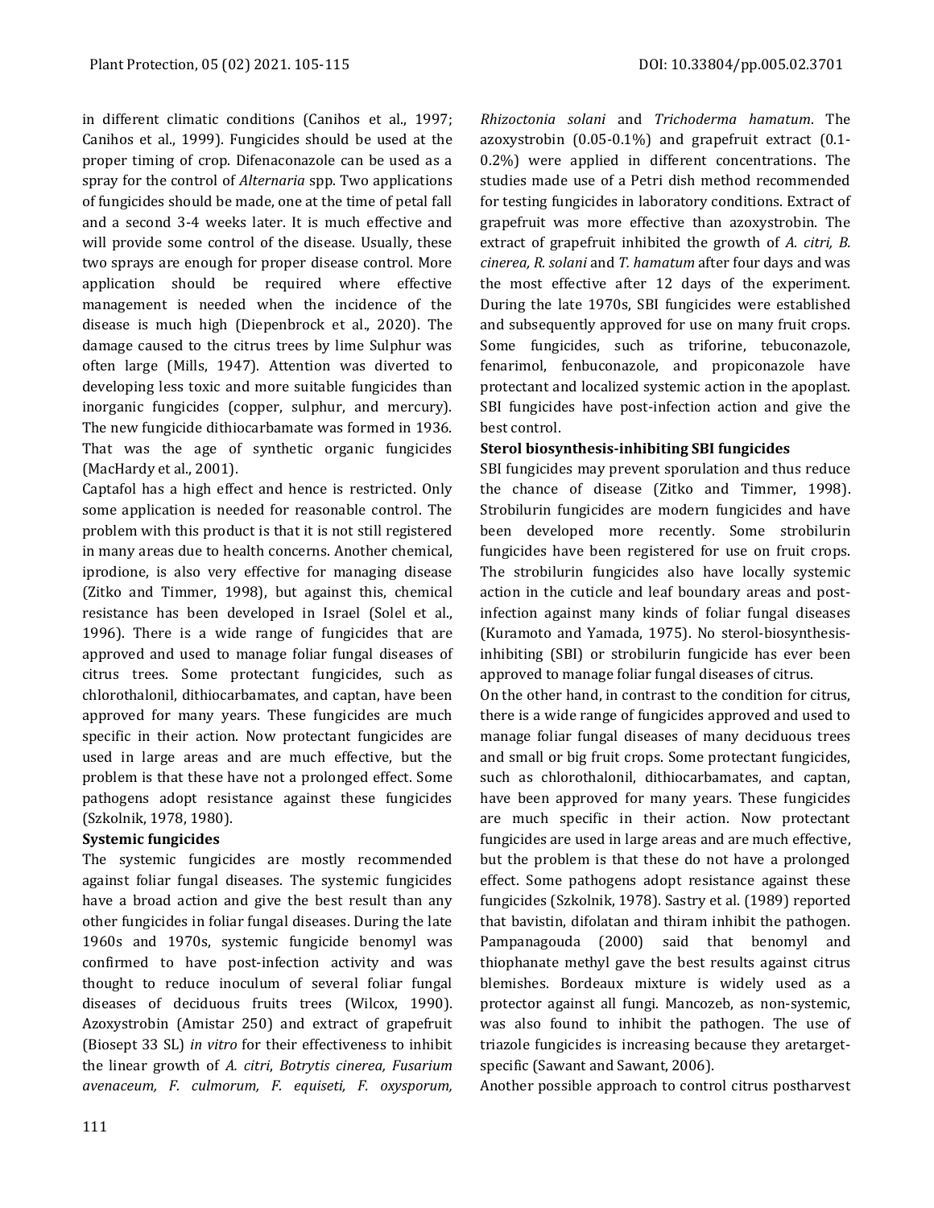in different climatic conditions (Canihos et al., 1997; Canihos et al., 1999). Fungicides should be used at the proper timing of crop. Difenaconazole can be used as a spray for the control of *Alternaria* spp. Two applications of fungicides should be made, one at the time of petal fall and a second 3-4 weeks later. It is much effective and will provide some control of the disease. Usually, these two sprays are enough for proper disease control. More application should be required where effective management is needed when the incidence of the disease is much high (Diepenbrock et al., 2020). The damage caused to the citrus trees by lime Sulphur was often large (Mills, 1947). Attention was diverted to developing less toxic and more suitable fungicides than inorganic fungicides (copper, sulphur, and mercury). The new fungicide dithiocarbamate was formed in 1936. That was the age of synthetic organic fungicides (MacHardy et al., 2001).

Captafol has a high effect and hence is restricted. Only some application is needed for reasonable control. The problem with this product is that it is not still registered in many areas due to health concerns. Another chemical, iprodione, is also very effective for managing disease (Zitko and Timmer, 1998), but against this, chemical resistance has been developed in Israel (Solel et al., 1996). There is a wide range of fungicides that are approved and used to manage foliar fungal diseases of citrus trees. Some protectant fungicides, such as chlorothalonil, dithiocarbamates, and captan, have been approved for many years. These fungicides are much specific in their action. Now protectant fungicides are used in large areas and are much effective, but the problem is that these have not a prolonged effect. Some pathogens adopt resistance against these fungicides (Szkolnik, 1978, 1980).

**Systemic fungicides**

The systemic fungicides are mostly recommended against foliar fungal diseases. The systemic fungicides have a broad action and give the best result than any other fungicides in foliar fungal diseases. During the late 1960s and 1970s, systemic fungicide benomyl was confirmed to have post-infection activity and was thought to reduce inoculum of several foliar fungal diseases of deciduous fruits trees (Wilcox, 1990). Azoxystrobin (Amistar 250) and extract of grapefruit (Biosept 33 SL) *in vitro* for their effectiveness to inhibit the linear growth of *A. citri*, *Botrytis cinerea, Fusarium avenaceum, F. culmorum, F. equiseti, F. oxysporum, Rhizoctonia solani* and *Trichoderma hamatum*. The azoxystrobin (0.05-0.1%) and grapefruit extract (0.1-0.2%) were applied in different concentrations. The studies made use of a Petri dish method recommended for testing fungicides in laboratory conditions. Extract of grapefruit was more effective than azoxystrobin. The extract of grapefruit inhibited the growth of *A. citri, B. cinerea, R. solani* and *T. hamatum* after four days and was the most effective after 12 days of the experiment. During the late 1970s, SBI fungicides were established and subsequently approved for use on many fruit crops. Some fungicides, such as triforine, tebuconazole, fenarimol, fenbuconazole, and propiconazole have protectant and localized systemic action in the apoplast. SBI fungicides have post-infection action and give the best control.

**Sterol biosynthesis-inhibiting SBI fungicides**

SBI fungicides may prevent sporulation and thus reduce the chance of disease (Zitko and Timmer, 1998). Strobilurin fungicides are modern fungicides and have been developed more recently. Some strobilurin fungicides have been registered for use on fruit crops. The strobilurin fungicides also have locally systemic action in the cuticle and leaf boundary areas and post-infection against many kinds of foliar fungal diseases (Kuramoto and Yamada, 1975). No sterol-biosynthesis-inhibiting (SBI) or strobilurin fungicide has ever been approved to manage foliar fungal diseases of citrus.

On the other hand, in contrast to the condition for citrus, there is a wide range of fungicides approved and used to manage foliar fungal diseases of many deciduous trees and small or big fruit crops. Some protectant fungicides, such as chlorothalonil, dithiocarbamates, and captan, have been approved for many years. These fungicides are much specific in their action. Now protectant fungicides are used in large areas and are much effective, but the problem is that these do not have a prolonged effect. Some pathogens adopt resistance against these fungicides (Szkolnik, 1978). Sastry et al. (1989) reported that bavistin, difolatan and thiram inhibit the pathogen. Pampanagouda (2000) said that benomyl and thiophanate methyl gave the best results against citrus blemishes. Bordeaux mixture is widely used as a protector against all fungi. Mancozeb, as non-systemic, was also found to inhibit the pathogen. The use of triazole fungicides is increasing because they aretarget-specific (Sawant and Sawant, 2006).

Another possible approach to control citrus postharvest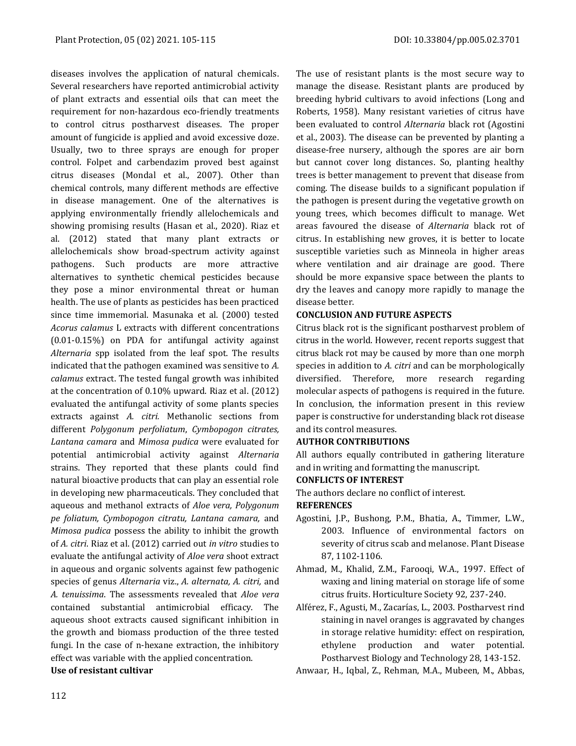diseases involves the application of natural chemicals. Several researchers have reported antimicrobial activity of plant extracts and essential oils that can meet the requirement for non-hazardous eco-friendly treatments to control citrus postharvest diseases. The proper amount of fungicide is applied and avoid excessive doze. Usually, two to three sprays are enough for proper control. Folpet and carbendazim proved best against citrus diseases (Mondal et al., 2007). Other than chemical controls, many different methods are effective in disease management. One of the alternatives is applying environmentally friendly allelochemicals and showing promising results (Hasan et al., 2020). Riaz et al. (2012) stated that many plant extracts or allelochemicals show broad-spectrum activity against pathogens. Such products are more attractive alternatives to synthetic chemical pesticides because they pose a minor environmental threat or human health. The use of plants as pesticides has been practiced since time immemorial. Masunaka et al. (2000) tested *Acorus calamus* L extracts with different concentrations (0.01-0.15%) on PDA for antifungal activity against *Alternaria* spp isolated from the leaf spot. The results indicated that the pathogen examined was sensitive to *A. calamus* extract. The tested fungal growth was inhibited at the concentration of 0.10% upward. Riaz et al. (2012) evaluated the antifungal activity of some plants species extracts against *A. citri.* Methanolic sections from different *Polygonum perfoliatum*, *Cymbopogon citrates, Lantana camara* and *Mimosa pudica* were evaluated for potential antimicrobial activity against *Alternaria* strains. They reported that these plants could find natural bioactive products that can play an essential role in developing new pharmaceuticals. They concluded that aqueous and methanol extracts of *Aloe vera, Polygonum pe foliatum, Cymbopogon citratu, Lantana camara,* and *Mimosa pudica* possess the ability to inhibit the growth of *A. citri*. Riaz et al. (2012) carried out *in vitro* studies to evaluate the antifungal activity of *Aloe vera* shoot extract in aqueous and organic solvents against few pathogenic species of genus *Alternaria* viz., *A. alternata, A. citri,* and *A. tenuissima*. The assessments revealed that *Aloe vera* contained substantial antimicrobial efficacy. The aqueous shoot extracts caused significant inhibition in the growth and biomass production of the three tested fungi. In the case of n-hexane extraction, the inhibitory effect was variable with the applied concentration.

**Use of resistant cultivar**

The use of resistant plants is the most secure way to manage the disease. Resistant plants are produced by breeding hybrid cultivars to avoid infections (Long and Roberts, 1958). Many resistant varieties of citrus have been evaluated to control *Alternaria* black rot (Agostini et al., 2003). The disease can be prevented by planting a disease-free nursery, although the spores are air born but cannot cover long distances. So, planting healthy trees is better management to prevent that disease from coming. The disease builds to a significant population if the pathogen is present during the vegetative growth on young trees, which becomes difficult to manage. Wet areas favoured the disease of *Alternaria* black rot of citrus. In establishing new groves, it is better to locate susceptible varieties such as Minneola in higher areas where ventilation and air drainage are good. There should be more expansive space between the plants to dry the leaves and canopy more rapidly to manage the disease better.

## CONCLUSION AND FUTURE ASPECTS

Citrus black rot is the significant postharvest problem of citrus in the world. However, recent reports suggest that citrus black rot may be caused by more than one morph species in addition to *A. citri* and can be morphologically diversified. Therefore, more research regarding molecular aspects of pathogens is required in the future. In conclusion, the information present in this review paper is constructive for understanding black rot disease and its control measures.

## AUTHOR CONTRIBUTIONS

All authors equally contributed in gathering literature and in writing and formatting the manuscript.

## CONFLICTS OF INTEREST

The authors declare no conflict of interest.

## REFERENCES

Agostini, J.P., Bushong, P.M., Bhatia, A., Timmer, L.W., 2003. Influence of environmental factors on severity of citrus scab and melanose. Plant Disease 87, 1102-1106.

Ahmad, M., Khalid, Z.M., Farooqi, W.A., 1997. Effect of waxing and lining material on storage life of some citrus fruits. Horticulture Society 92, 237-240.

Alférez, F., Agusti, M., Zacarías, L., 2003. Postharvest rind staining in navel oranges is aggravated by changes in storage relative humidity: effect on respiration, ethylene production and water potential. Postharvest Biology and Technology 28, 143-152.

Anwaar, H., Iqbal, Z., Rehman, M.A., Mubeen, M., Abbas,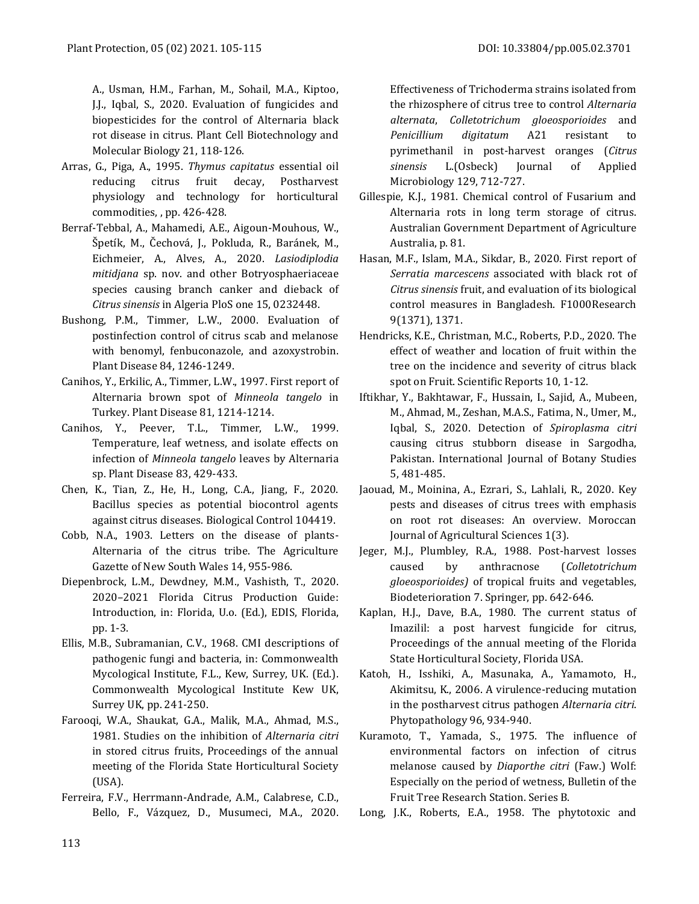A., Usman, H.M., Farhan, M., Sohail, M.A., Kiptoo, J.J., Iqbal, S., 2020. Evaluation of fungicides and biopesticides for the control of Alternaria black rot disease in citrus. Plant Cell Biotechnology and Molecular Biology 21, 118-126.

Arras, G., Piga, A., 1995. *Thymus capitatus* essential oil reducing citrus fruit decay, Postharvest physiology and technology for horticultural commodities, , pp. 426-428.

Berraf-Tebbal, A., Mahamedi, A.E., Aigoun-Mouhous, W., Špetík, M., Čechová, J., Pokluda, R., Baránek, M., Eichmeier, A., Alves, A., 2020. *Lasiodiplodia mitidjana* sp. nov. and other Botryosphaeriaceae species causing branch canker and dieback of *Citrus sinensis* in Algeria PloS one 15, 0232448.

Bushong, P.M., Timmer, L.W., 2000. Evaluation of postinfection control of citrus scab and melanose with benomyl, fenbuconazole, and azoxystrobin. Plant Disease 84, 1246-1249.

Canihos, Y., Erkilic, A., Timmer, L.W., 1997. First report of Alternaria brown spot of *Minneola tangelo* in Turkey. Plant Disease 81, 1214-1214.

Canihos, Y., Peever, T.L., Timmer, L.W., 1999. Temperature, leaf wetness, and isolate effects on infection of *Minneola tangelo* leaves by Alternaria sp. Plant Disease 83, 429-433.

Chen, K., Tian, Z., He, H., Long, C.A., Jiang, F., 2020. Bacillus species as potential biocontrol agents against citrus diseases. Biological Control 104419.

Cobb, N.A., 1903. Letters on the disease of plants-Alternaria of the citrus tribe. The Agriculture Gazette of New South Wales 14, 955-986.

Diepenbrock, L.M., Dewdney, M.M., Vashisth, T., 2020. 2020–2021 Florida Citrus Production Guide: Introduction, in: Florida, U.o. (Ed.), EDIS, Florida, pp. 1-3.

Ellis, M.B., Subramanian, C.V., 1968. CMI descriptions of pathogenic fungi and bacteria, in: Commonwealth Mycological Institute, F.L., Kew, Surrey, UK. (Ed.). Commonwealth Mycological Institute Kew UK, Surrey UK, pp. 241-250.

Farooqi, W.A., Shaukat, G.A., Malik, M.A., Ahmad, M.S., 1981. Studies on the inhibition of *Alternaria citri* in stored citrus fruits, Proceedings of the annual meeting of the Florida State Horticultural Society (USA).

Ferreira, F.V., Herrmann-Andrade, A.M., Calabrese, C.D., Bello, F., Vázquez, D., Musumeci, M.A., 2020. Effectiveness of Trichoderma strains isolated from the rhizosphere of citrus tree to control *Alternaria alternata*, *Colletotrichum gloeosporioides* and *Penicillium digitatum* A21 resistant to pyrimethanil in post-harvest oranges (*Citrus sinensis* L.(Osbeck) Journal of Applied Microbiology 129, 712-727.

Gillespie, K.J., 1981. Chemical control of Fusarium and Alternaria rots in long term storage of citrus. Australian Government Department of Agriculture Australia, p. 81.

Hasan, M.F., Islam, M.A., Sikdar, B., 2020. First report of *Serratia marcescens* associated with black rot of *Citrus sinensis* fruit, and evaluation of its biological control measures in Bangladesh. F1000Research 9(1371), 1371.

Hendricks, K.E., Christman, M.C., Roberts, P.D., 2020. The effect of weather and location of fruit within the tree on the incidence and severity of citrus black spot on Fruit. Scientific Reports 10, 1-12.

Iftikhar, Y., Bakhtawar, F., Hussain, I., Sajid, A., Mubeen, M., Ahmad, M., Zeshan, M.A.S., Fatima, N., Umer, M., Iqbal, S., 2020. Detection of *Spiroplasma citri* causing citrus stubborn disease in Sargodha, Pakistan. International Journal of Botany Studies 5, 481-485.

Jaouad, M., Moinina, A., Ezrari, S., Lahlali, R., 2020. Key pests and diseases of citrus trees with emphasis on root rot diseases: An overview. Moroccan Journal of Agricultural Sciences 1(3).

Jeger, M.J., Plumbley, R.A., 1988. Post-harvest losses caused by anthracnose (*Colletotrichum gloeosporioides)* of tropical fruits and vegetables, Biodeterioration 7. Springer, pp. 642-646.

Kaplan, H.J., Dave, B.A., 1980. The current status of Imazilil: a post harvest fungicide for citrus, Proceedings of the annual meeting of the Florida State Horticultural Society, Florida USA.

Katoh, H., Isshiki, A., Masunaka, A., Yamamoto, H., Akimitsu, K., 2006. A virulence-reducing mutation in the postharvest citrus pathogen *Alternaria citri*. Phytopathology 96, 934-940.

Kuramoto, T., Yamada, S., 1975. The influence of environmental factors on infection of citrus melanose caused by *Diaporthe citri* (Faw.) Wolf: Especially on the period of wetness, Bulletin of the Fruit Tree Research Station. Series B.

Long, J.K., Roberts, E.A., 1958. The phytotoxic and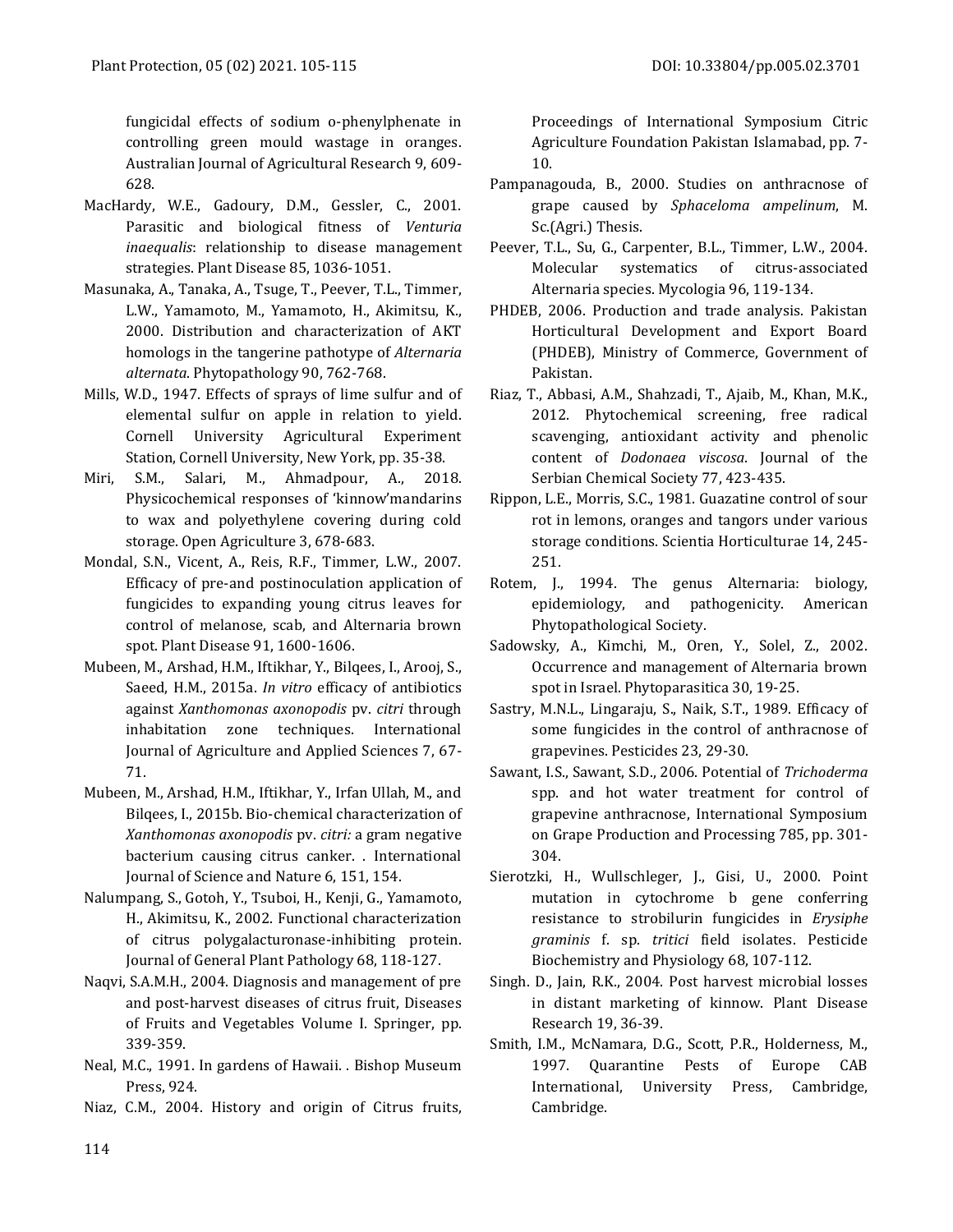fungicidal effects of sodium o-phenylphenate in controlling green mould wastage in oranges. Australian Journal of Agricultural Research 9, 609-628.

MacHardy, W.E., Gadoury, D.M., Gessler, C., 2001. Parasitic and biological fitness of *Venturia inaequalis*: relationship to disease management strategies. Plant Disease 85, 1036-1051.

Masunaka, A., Tanaka, A., Tsuge, T., Peever, T.L., Timmer, L.W., Yamamoto, M., Yamamoto, H., Akimitsu, K., 2000. Distribution and characterization of AKT homologs in the tangerine pathotype of *Alternaria alternata*. Phytopathology 90, 762-768.

Mills, W.D., 1947. Effects of sprays of lime sulfur and of elemental sulfur on apple in relation to yield. Cornell University Agricultural Experiment Station, Cornell University, New York, pp. 35-38.

Miri, S.M., Salari, M., Ahmadpour, A., 2018. Physicochemical responses of 'kinnow'mandarins to wax and polyethylene covering during cold storage. Open Agriculture 3, 678-683.

Mondal, S.N., Vicent, A., Reis, R.F., Timmer, L.W., 2007. Efficacy of pre-and postinoculation application of fungicides to expanding young citrus leaves for control of melanose, scab, and Alternaria brown spot. Plant Disease 91, 1600-1606.

Mubeen, M., Arshad, H.M., Iftikhar, Y., Bilqees, I., Arooj, S., Saeed, H.M., 2015a. *In vitro* efficacy of antibiotics against *Xanthomonas axonopodis* pv. *citri* through inhabitation zone techniques. International Journal of Agriculture and Applied Sciences 7, 67-71.

Mubeen, M., Arshad, H.M., Iftikhar, Y., Irfan Ullah, M., and Bilqees, I., 2015b. Bio-chemical characterization of *Xanthomonas axonopodis* pv. *citri:* a gram negative bacterium causing citrus canker. . International Journal of Science and Nature 6, 151, 154.

Nalumpang, S., Gotoh, Y., Tsuboi, H., Kenji, G., Yamamoto, H., Akimitsu, K., 2002. Functional characterization of citrus polygalacturonase-inhibiting protein. Journal of General Plant Pathology 68, 118-127.

Naqvi, S.A.M.H., 2004. Diagnosis and management of pre and post-harvest diseases of citrus fruit, Diseases of Fruits and Vegetables Volume I. Springer, pp. 339-359.

Neal, M.C., 1991. In gardens of Hawaii. . Bishop Museum Press, 924.

Niaz, C.M., 2004. History and origin of Citrus fruits, Proceedings of International Symposium Citric Agriculture Foundation Pakistan Islamabad, pp. 7-10.

Pampanagouda, B., 2000. Studies on anthracnose of grape caused by *Sphaceloma ampelinum*, M. Sc.(Agri.) Thesis.

Peever, T.L., Su, G., Carpenter, B.L., Timmer, L.W., 2004. Molecular systematics of citrus-associated Alternaria species. Mycologia 96, 119-134.

PHDEB, 2006. Production and trade analysis. Pakistan Horticultural Development and Export Board (PHDEB), Ministry of Commerce, Government of Pakistan.

Riaz, T., Abbasi, A.M., Shahzadi, T., Ajaib, M., Khan, M.K., 2012. Phytochemical screening, free radical scavenging, antioxidant activity and phenolic content of *Dodonaea viscosa*. Journal of the Serbian Chemical Society 77, 423-435.

Rippon, L.E., Morris, S.C., 1981. Guazatine control of sour rot in lemons, oranges and tangors under various storage conditions. Scientia Horticulturae 14, 245-251.

Rotem, J., 1994. The genus Alternaria: biology, epidemiology, and pathogenicity. American Phytopathological Society.

Sadowsky, A., Kimchi, M., Oren, Y., Solel, Z., 2002. Occurrence and management of Alternaria brown spot in Israel. Phytoparasitica 30, 19-25.

Sastry, M.N.L., Lingaraju, S., Naik, S.T., 1989. Efficacy of some fungicides in the control of anthracnose of grapevines. Pesticides 23, 29-30.

Sawant, I.S., Sawant, S.D., 2006. Potential of *Trichoderma* spp. and hot water treatment for control of grapevine anthracnose, International Symposium on Grape Production and Processing 785, pp. 301-304.

Sierotzki, H., Wullschleger, J., Gisi, U., 2000. Point mutation in cytochrome b gene conferring resistance to strobilurin fungicides in *Erysiphe graminis* f. sp. *tritici* field isolates. Pesticide Biochemistry and Physiology 68, 107-112.

Singh. D., Jain, R.K., 2004. Post harvest microbial losses in distant marketing of kinnow. Plant Disease Research 19, 36-39.

Smith, I.M., McNamara, D.G., Scott, P.R., Holderness, M., 1997. Quarantine Pests of Europe CAB International, University Press, Cambridge, Cambridge.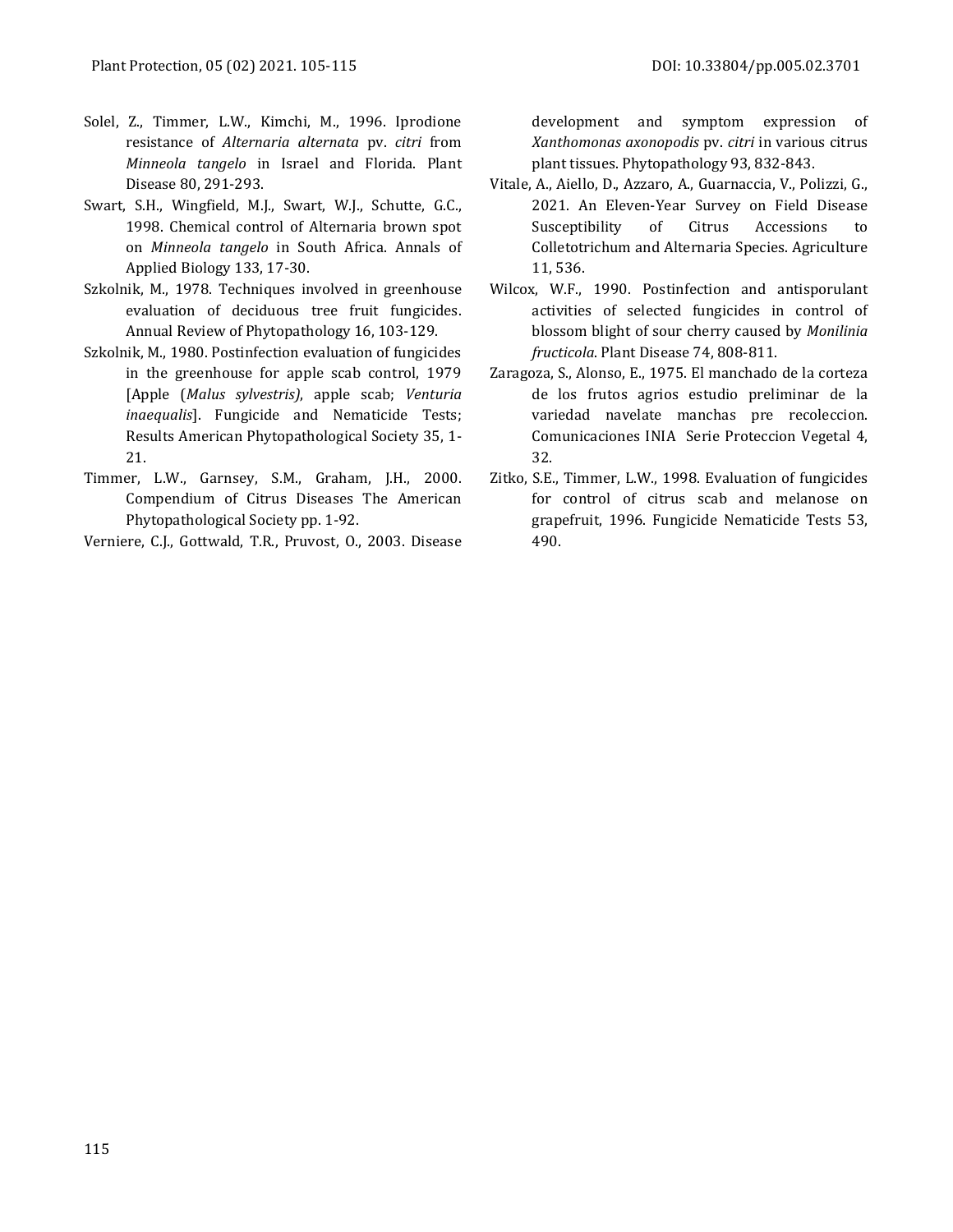Solel, Z., Timmer, L.W., Kimchi, M., 1996. Iprodione resistance of *Alternaria alternata* pv. *citri* from *Minneola tangelo* in Israel and Florida. Plant Disease 80, 291-293.

Swart, S.H., Wingfield, M.J., Swart, W.J., Schutte, G.C., 1998. Chemical control of Alternaria brown spot on *Minneola tangelo* in South Africa. Annals of Applied Biology 133, 17-30.

Szkolnik, M., 1978. Techniques involved in greenhouse evaluation of deciduous tree fruit fungicides. Annual Review of Phytopathology 16, 103-129.

Szkolnik, M., 1980. Postinfection evaluation of fungicides in the greenhouse for apple scab control, 1979 [Apple (*Malus sylvestris)*, apple scab; *Venturia inaequalis*]. Fungicide and Nematicide Tests; Results American Phytopathological Society 35, 1-21.

Timmer, L.W., Garnsey, S.M., Graham, J.H., 2000. Compendium of Citrus Diseases The American Phytopathological Society pp. 1-92.

Verniere, C.J., Gottwald, T.R., Pruvost, O., 2003. Disease development and symptom expression of *Xanthomonas axonopodis* pv. *citri* in various citrus plant tissues. Phytopathology 93, 832-843.

Vitale, A., Aiello, D., Azzaro, A., Guarnaccia, V., Polizzi, G., 2021. An Eleven-Year Survey on Field Disease Susceptibility of Citrus Accessions to Colletotrichum and Alternaria Species. Agriculture 11, 536.

Wilcox, W.F., 1990. Postinfection and antisporulant activities of selected fungicides in control of blossom blight of sour cherry caused by *Monilinia fructicola*. Plant Disease 74, 808-811.

Zaragoza, S., Alonso, E., 1975. El manchado de la corteza de los frutos agrios estudio preliminar de la variedad navelate manchas pre recoleccion. Comunicaciones INIA Serie Proteccion Vegetal 4, 32.

Zitko, S.E., Timmer, L.W., 1998. Evaluation of fungicides for control of citrus scab and melanose on grapefruit, 1996. Fungicide Nematicide Tests 53, 490.